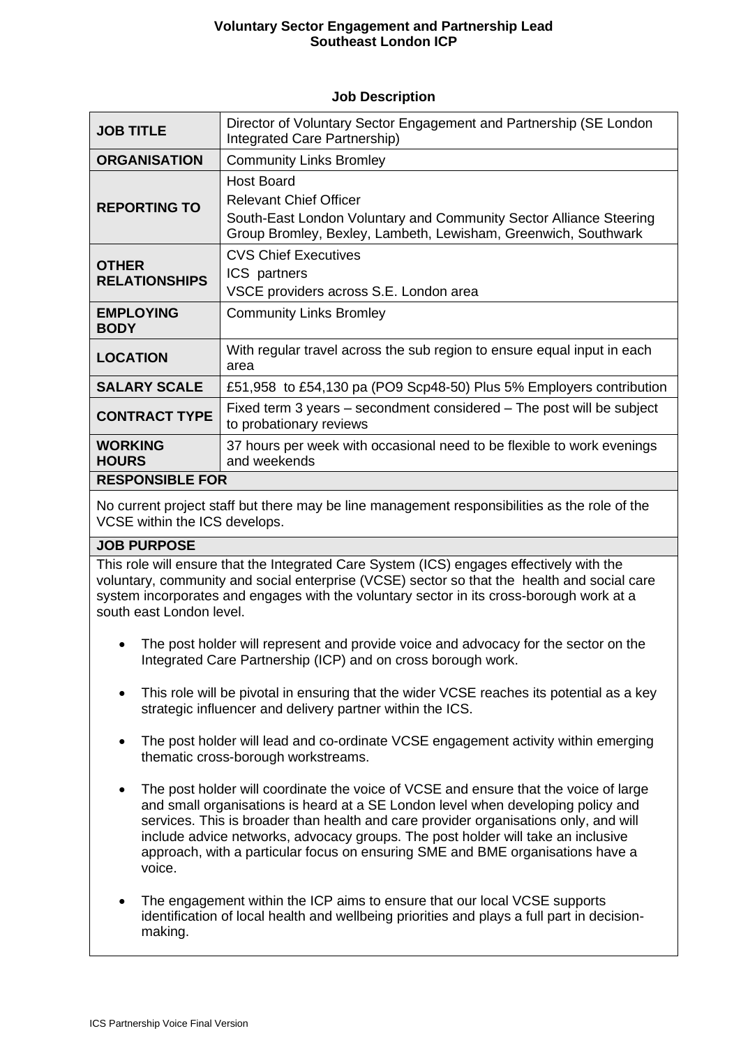**Voluntary Sector Engagement and Partnership Lead**
**Southeast London ICP**

## Job Description

| | |
|---|---|
| **JOB TITLE** | Director of Voluntary Sector Engagement and Partnership (SE London Integrated Care Partnership) |
| **ORGANISATION** | Community Links Bromley |
| **REPORTING TO** | Host Board<br>Relevant Chief Officer<br>South-East London Voluntary and Community Sector Alliance Steering Group Bromley, Bexley, Lambeth, Lewisham, Greenwich, Southwark |
| **OTHER RELATIONSHIPS** | CVS Chief Executives<br>ICS partners<br>VSCE providers across S.E. London area |
| **EMPLOYING BODY** | Community Links Bromley |
| **LOCATION** | With regular travel across the sub region to ensure equal input in each area |
| **SALARY SCALE** | £51,958 to £54,130 pa (PO9 Scp48-50) Plus 5% Employers contribution |
| **CONTRACT TYPE** | Fixed term 3 years – secondment considered – The post will be subject to probationary reviews |
| **WORKING HOURS** | 37 hours per week with occasional need to be flexible to work evenings and weekends |

### RESPONSIBLE FOR

No current project staff but there may be line management responsibilities as the role of the VCSE within the ICS develops.

### JOB PURPOSE

This role will ensure that the Integrated Care System (ICS) engages effectively with the voluntary, community and social enterprise (VCSE) sector so that the health and social care system incorporates and engages with the voluntary sector in its cross-borough work at a south east London level.

- The post holder will represent and provide voice and advocacy for the sector on the Integrated Care Partnership (ICP) and on cross borough work.
- This role will be pivotal in ensuring that the wider VCSE reaches its potential as a key strategic influencer and delivery partner within the ICS.
- The post holder will lead and co-ordinate VCSE engagement activity within emerging thematic cross-borough workstreams.
- The post holder will coordinate the voice of VCSE and ensure that the voice of large and small organisations is heard at a SE London level when developing policy and services. This is broader than health and care provider organisations only, and will include advice networks, advocacy groups. The post holder will take an inclusive approach, with a particular focus on ensuring SME and BME organisations have a voice.
- The engagement within the ICP aims to ensure that our local VCSE supports identification of local health and wellbeing priorities and plays a full part in decision-making.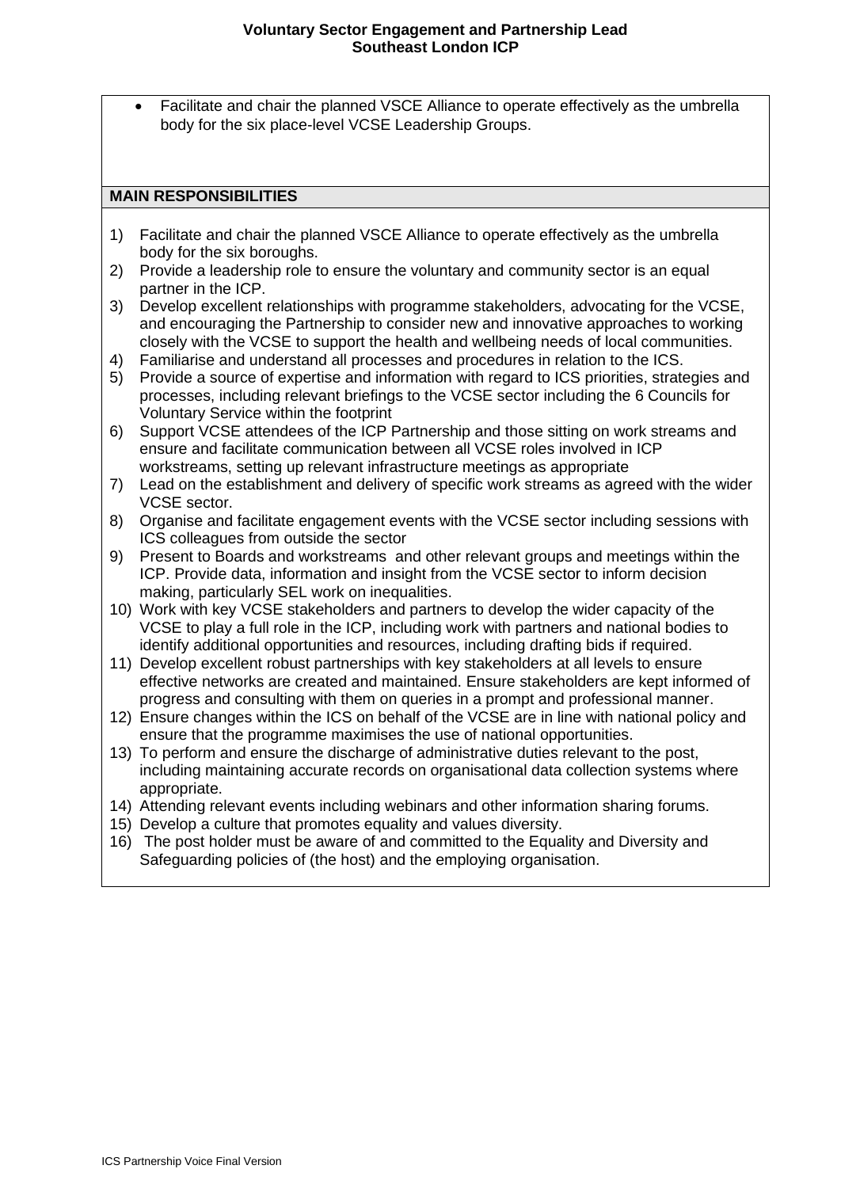- Facilitate and chair the planned VSCE Alliance to operate effectively as the umbrella body for the six place-level VCSE Leadership Groups.

## MAIN RESPONSIBILITIES

1) Facilitate and chair the planned VSCE Alliance to operate effectively as the umbrella body for the six boroughs.
2) Provide a leadership role to ensure the voluntary and community sector is an equal partner in the ICP.
3) Develop excellent relationships with programme stakeholders, advocating for the VCSE, and encouraging the Partnership to consider new and innovative approaches to working closely with the VCSE to support the health and wellbeing needs of local communities.
4) Familiarise and understand all processes and procedures in relation to the ICS.
5) Provide a source of expertise and information with regard to ICS priorities, strategies and processes, including relevant briefings to the VCSE sector including the 6 Councils for Voluntary Service within the footprint
6) Support VCSE attendees of the ICP Partnership and those sitting on work streams and ensure and facilitate communication between all VCSE roles involved in ICP workstreams, setting up relevant infrastructure meetings as appropriate
7) Lead on the establishment and delivery of specific work streams as agreed with the wider VCSE sector.
8) Organise and facilitate engagement events with the VCSE sector including sessions with ICS colleagues from outside the sector
9) Present to Boards and workstreams and other relevant groups and meetings within the ICP. Provide data, information and insight from the VCSE sector to inform decision making, particularly SEL work on inequalities.
10) Work with key VCSE stakeholders and partners to develop the wider capacity of the VCSE to play a full role in the ICP, including work with partners and national bodies to identify additional opportunities and resources, including drafting bids if required.
11) Develop excellent robust partnerships with key stakeholders at all levels to ensure effective networks are created and maintained. Ensure stakeholders are kept informed of progress and consulting with them on queries in a prompt and professional manner.
12) Ensure changes within the ICS on behalf of the VCSE are in line with national policy and ensure that the programme maximises the use of national opportunities.
13) To perform and ensure the discharge of administrative duties relevant to the post, including maintaining accurate records on organisational data collection systems where appropriate.
14) Attending relevant events including webinars and other information sharing forums.
15) Develop a culture that promotes equality and values diversity.
16) The post holder must be aware of and committed to the Equality and Diversity and Safeguarding policies of (the host) and the employing organisation.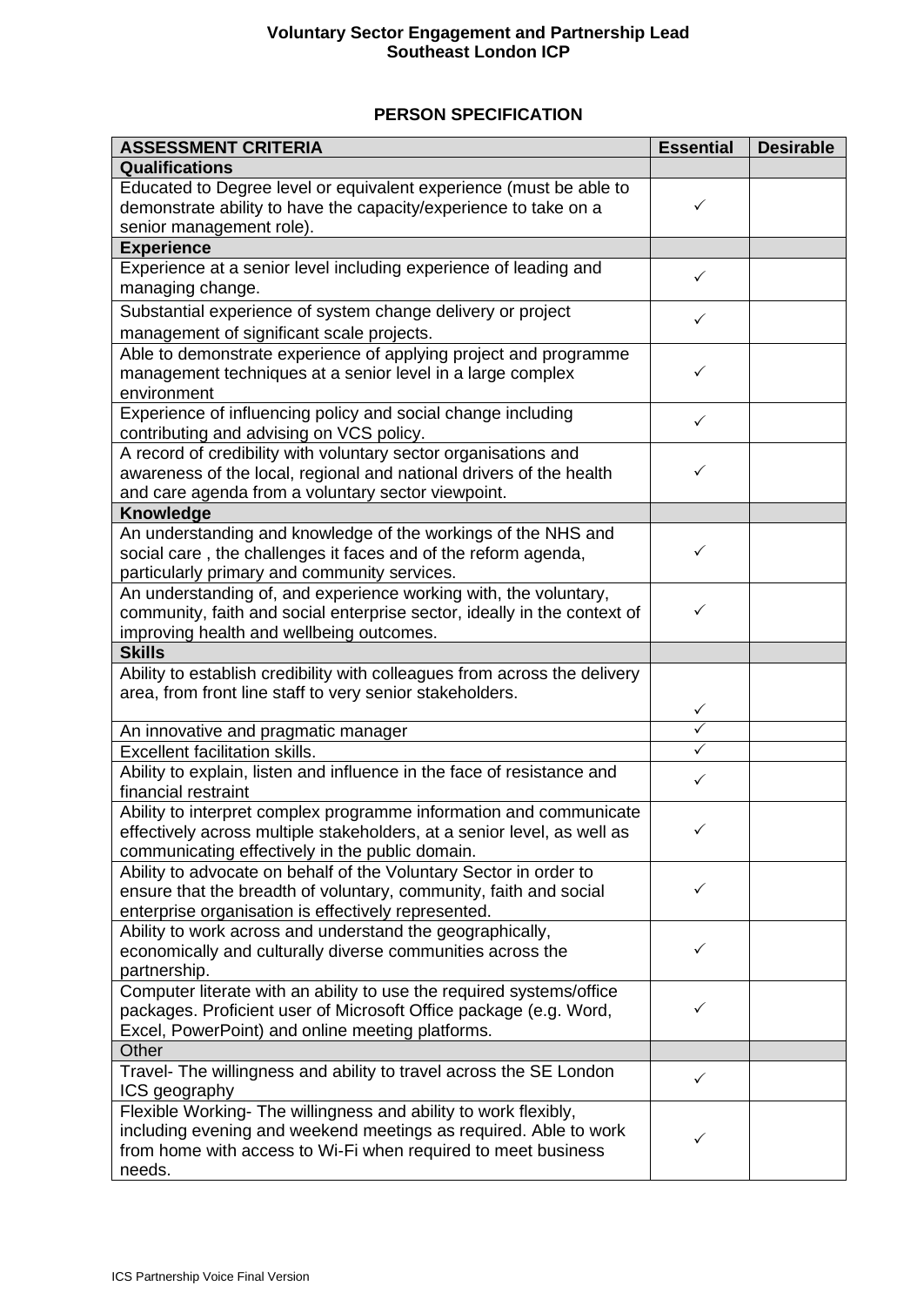**Voluntary Sector Engagement and Partnership Lead**
**Southeast London ICP**

## PERSON SPECIFICATION

| ASSESSMENT CRITERIA | Essential | Desirable |
|---|---|---|
| **Qualifications** | | |
| Educated to Degree level or equivalent experience (must be able to demonstrate ability to have the capacity/experience to take on a senior management role). | ✓ | |
| **Experience** | | |
| Experience at a senior level including experience of leading and managing change. | ✓ | |
| Substantial experience of system change delivery or project management of significant scale projects. | ✓ | |
| Able to demonstrate experience of applying project and programme management techniques at a senior level in a large complex environment | ✓ | |
| Experience of influencing policy and social change including contributing and advising on VCS policy. | ✓ | |
| A record of credibility with voluntary sector organisations and awareness of the local, regional and national drivers of the health and care agenda from a voluntary sector viewpoint. | ✓ | |
| **Knowledge** | | |
| An understanding and knowledge of the workings of the NHS and social care , the challenges it faces and of the reform agenda, particularly primary and community services. | ✓ | |
| An understanding of, and experience working with, the voluntary, community, faith and social enterprise sector, ideally in the context of improving health and wellbeing outcomes. | ✓ | |
| **Skills** | | |
| Ability to establish credibility with colleagues from across the delivery area, from front line staff to very senior stakeholders. | ✓ | |
| An innovative and pragmatic manager | ✓ | |
| Excellent facilitation skills. | ✓ | |
| Ability to explain, listen and influence in the face of resistance and financial restraint | ✓ | |
| Ability to interpret complex programme information and communicate effectively across multiple stakeholders, at a senior level, as well as communicating effectively in the public domain. | ✓ | |
| Ability to advocate on behalf of the Voluntary Sector in order to ensure that the breadth of voluntary, community, faith and social enterprise organisation is effectively represented. | ✓ | |
| Ability to work across and understand the geographically, economically and culturally diverse communities across the partnership. | ✓ | |
| Computer literate with an ability to use the required systems/office packages. Proficient user of Microsoft Office package (e.g. Word, Excel, PowerPoint) and online meeting platforms. | ✓ | |
| Other | | |
| Travel- The willingness and ability to travel across the SE London ICS geography | ✓ | |
| Flexible Working- The willingness and ability to work flexibly, including evening and weekend meetings as required. Able to work from home with access to Wi-Fi when required to meet business needs. | ✓ | |

ICS Partnership Voice Final Version